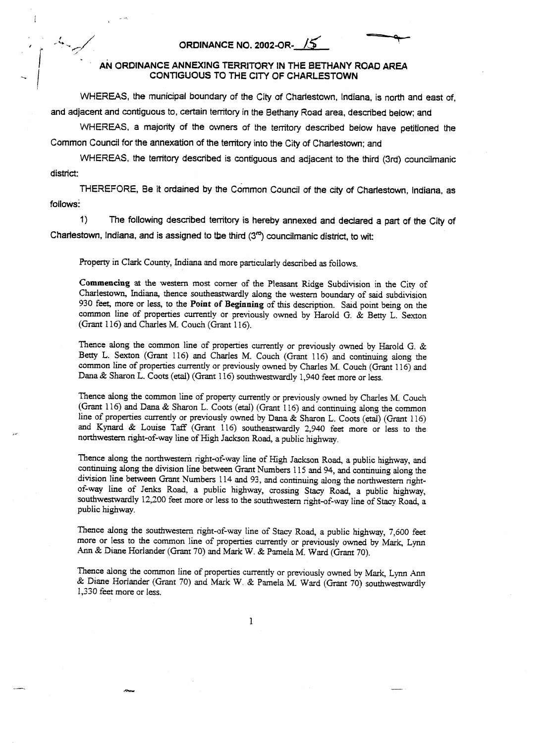# ORDINANCE NO. 2002-OR-15

## AN ORDINANCE ANNEXING TERRITORY IN THE BETHANY ROAD AREA CONTIGUOUS TO THE CITY OF CHARLESTOWN

WHEREAS, the municipal boundary of the City of Charlestown, Indiana, is north and east of, and adjacent and contiguous to, certain territory in the Bethany Road area, described below; and

WHEREAS, a majority of the owners of the territory described below have petitioned the Common Council for the annexation of the territory into the City of Charlestown; and

WHEREAS, the territory described is contiguous and adjacent to the third (3rd) councilmanic district:

THEREFORE, Be it ordained by the Common Council of the city of Charlestown, Indiana, as follows:

1) The following described territory is hereby annexed and declared a part of the City of Charlestown, Indiana, and is assigned to the third (3rd) councilmanic district, to wit:

Property in Clark County, Indiana and more particularly described as follows.

**Commencing** at the western most corner of the Pleasant Ridge Subdivision in the City of Charlestown, Indiana, thence southeastwardly along the western boundary of said subdivision 930 feet, more or less, to the **Point of Beginning** of this description. Said point being on the common line of properties currently or previously owned by Harold G. & Betty L. Sexton (Grant 116) and Charles M. Couch (Grant 116).

Thence along the common line of properties currently or previously owned by Harold G. & Betty L. Sexton (Grant 116) and Charles M. Couch (Grant 116) and continuing along the common line of properties currently or previously owned by Charles M. Couch (Grant 116) and Dana & Sharon L. Coots (etal) (Grant 116) southwestwardly 1,940 feet more or less.

Thence along the common line of property currently or previously owned by Charles M. Couch (Grant 116) and Dana & Sharon L. Coots (etal) (Grant 116) and continuing along the common line of properties currently or previously owned by Dana & Sharon L. Coots (etal) (Grant 116) and Kynard & Louise Taff (Grant 116) southeastwardly 2,940 feet more or less to the northwestern right-of-way line of High Jackson Road, a public highway.

Thence along the northwestern right-of-way line of High Jackson Road, a public highway, and continuing along the division line between Grant Numbers 115 and 94, and continuing along the division line between Grant Numbers 114 and 93, and continuing along the northwestern right-of-way line of Jenks Road, a public highway, crossing Stacy Road, a public highway, southwestwardly 12,200 feet more or less to the southwestern right-of-way line of Stacy Road, a public highway.

Thence along the southwestern right-of-way line of Stacy Road, a public highway, 7,600 feet more or less to the common line of properties currently or previously owned by Mark, Lynn Ann & Diane Horlander (Grant 70) and Mark W. & Pamela M. Ward (Grant 70).

Thence along the common line of properties currently or previously owned by Mark, Lynn Ann & Diane Horlander (Grant 70) and Mark W. & Pamela M. Ward (Grant 70) southwestwardly 1,330 feet more or less.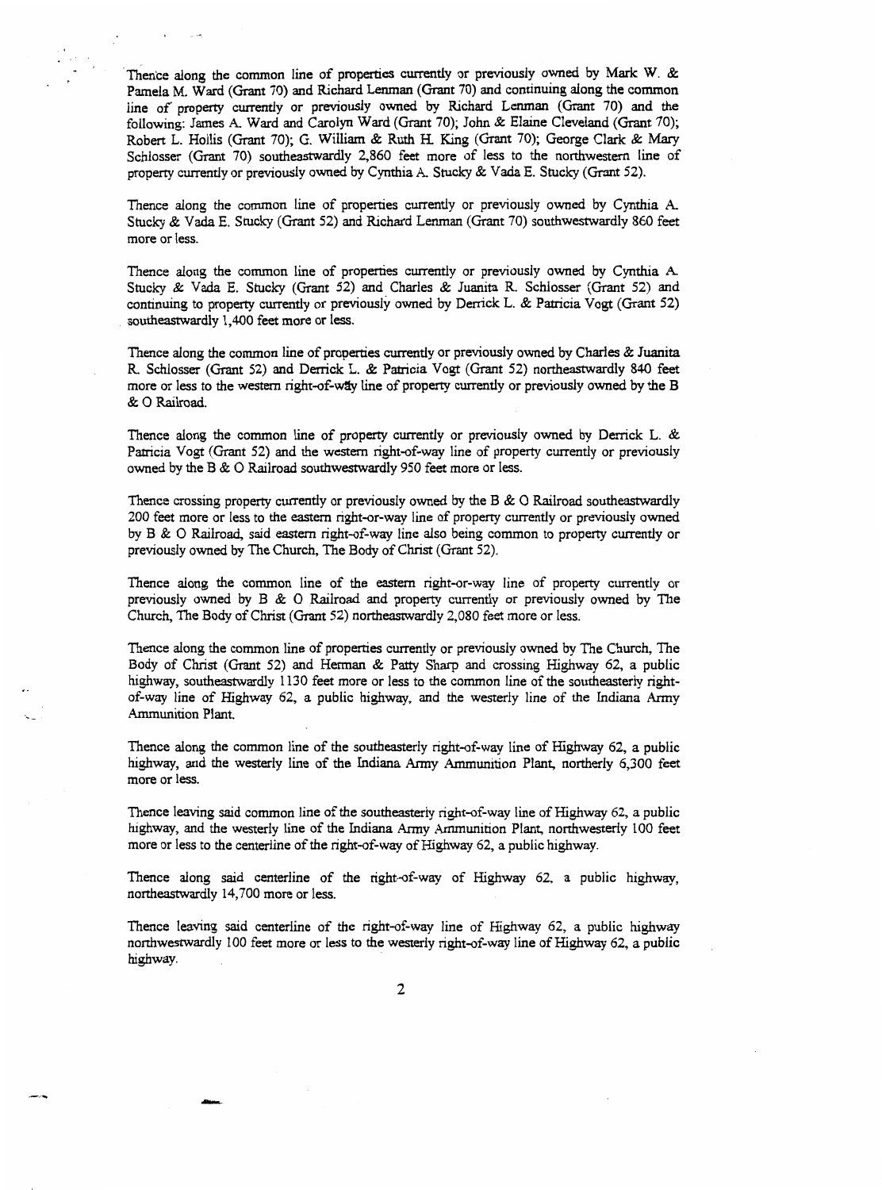Thence along the common line of properties currently or previously owned by Mark W. & Pamela M. Ward (Grant 70) and Richard Lenman (Grant 70) and continuing along the common line of property currently or previously owned by Richard Lenman (Grant 70) and the following: James A. Ward and Carolyn Ward (Grant 70); John & Elaine Cleveland (Grant 70); Robert L. Hollis (Grant 70); G. William & Ruth H. King (Grant 70); George Clark & Mary Schlosser (Grant 70) southeastwardly 2,860 feet more of less to the northwestern line of property currently or previously owned by Cynthia A. Stucky & Vada E. Stucky (Grant 52).

Thence along the common line of properties currently or previously owned by Cynthia A. Stucky & Vada E. Stucky (Grant 52) and Richard Lenman (Grant 70) southwestwardly 860 feet more or less.

Thence along the common line of properties currently or previously owned by Cynthia A. Stucky & Vada E. Stucky (Grant 52) and Charles & Juanita R. Schlosser (Grant 52) and continuing to property currently or previously owned by Derrick L. & Patricia Vogt (Grant 52) southeastwardly 1,400 feet more or less.

Thence along the common line of properties currently or previously owned by Charles & Juanita R. Schlosser (Grant 52) and Derrick L. & Patricia Vogt (Grant 52) northeastwardly 840 feet more or less to the western right-of-way line of property currently or previously owned by the B & O Railroad.

Thence along the common line of property currently or previously owned by Derrick L. & Patricia Vogt (Grant 52) and the western right-of-way line of property currently or previously owned by the B & O Railroad southwestwardly 950 feet more or less.

Thence crossing property currently or previously owned by the B & O Railroad southeastwardly 200 feet more or less to the eastern right-or-way line of property currently or previously owned by B & O Railroad, said eastern right-of-way line also being common to property currently or previously owned by The Church, The Body of Christ (Grant 52).

Thence along the common line of the eastern right-or-way line of property currently or previously owned by B & O Railroad and property currently or previously owned by The Church, The Body of Christ (Grant 52) northeastwardly 2,080 feet more or less.

Thence along the common line of properties currently or previously owned by The Church, The Body of Christ (Grant 52) and Herman & Patty Sharp and crossing Highway 62, a public highway, southeastwardly 1130 feet more or less to the common line of the southeasterly right-of-way line of Highway 62, a public highway, and the westerly line of the Indiana Army Ammunition Plant.

Thence along the common line of the southeasterly right-of-way line of Highway 62, a public highway, and the westerly line of the Indiana Army Ammunition Plant, northerly 6,300 feet more or less.

Thence leaving said common line of the southeasterly right-of-way line of Highway 62, a public highway, and the westerly line of the Indiana Army Ammunition Plant, northwesterly 100 feet more or less to the centerline of the right-of-way of Highway 62, a public highway.

Thence along said centerline of the right-of-way of Highway 62, a public highway, northeastwardly 14,700 more or less.

Thence leaving said centerline of the right-of-way line of Highway 62, a public highway northwestwardly 100 feet more or less to the westerly right-of-way line of Highway 62, a public highway.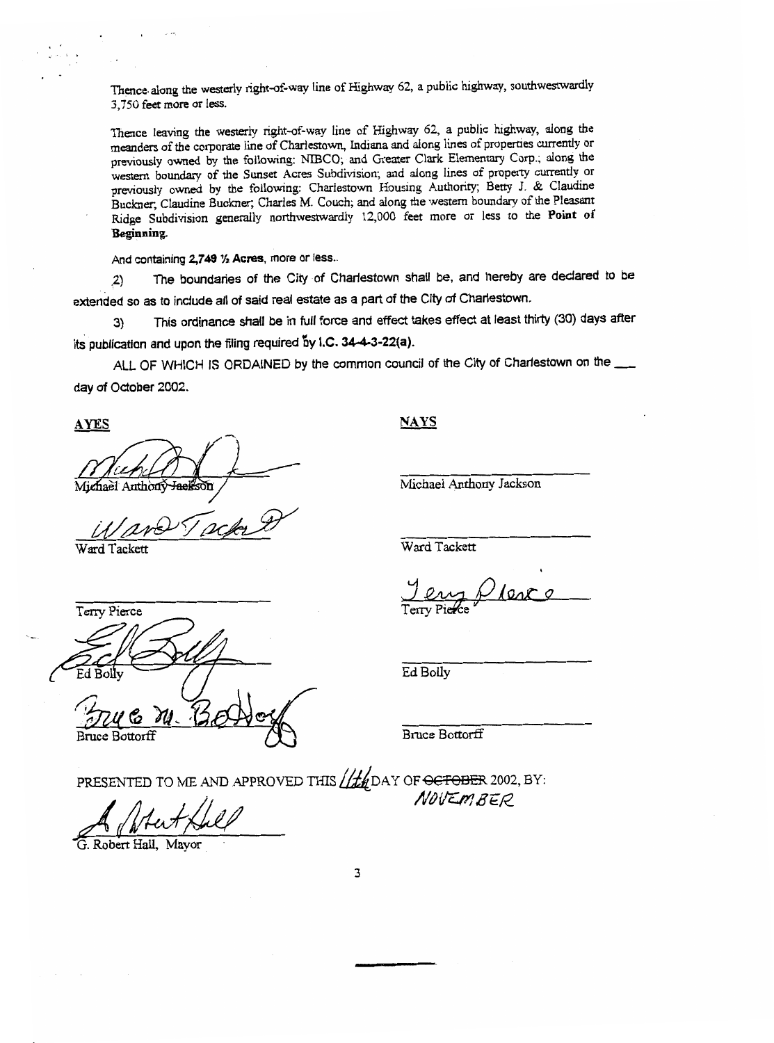Thence along the westerly right-of-way line of Highway 62, a public highway, southwestwardly 3,750 feet more or less.

Thence leaving the westerly right-of-way line of Highway 62, a public highway, along the meanders of the corporate line of Charlestown, Indiana and along lines of properties currently or previously owned by the following: NIBCO; and Greater Clark Elementary Corp.; along the western boundary of the Sunset Acres Subdivision; and along lines of property currently or previously owned by the following: Charlestown Housing Authority; Betty J. & Claudine Buckner; Claudine Buckner; Charles M. Couch; and along the western boundary of the Pleasant Ridge Subdivision generally northwestwardly 12,000 feet more or less to the **Point of Beginning**.

And containing **2,749 ½ Acres**, more or less.

2) The boundaries of the City of Charlestown shall be, and hereby are declared to be extended so as to include all of said real estate as a part of the City of Charlestown.

3) This ordinance shall be in full force and effect takes effect at least thirty (30) days after its publication and upon the filing required by **I.C. 34-4-3-22(a)**.

ALL OF WHICH IS ORDAINED by the common council of the City of Charlestown on the ___ day of October 2002.

| **AYES** | **NAYS** |
|---|---|
| *[signature]* Michael Anthony Jackson | ______________ Michael Anthony Jackson |
| *[signature]* Ward Tackett | ______________ Ward Tackett |
| ______________ Terry Pierce | *[signature]* Terry Pierce |
| *[signature]* Ed Bolly | ______________ Ed Bolly |
| *[signature]* Bruce Bottorff | ______________ Bruce Bottorff |

PRESENTED TO ME AND APPROVED THIS *11th* DAY OF ~~OCTOBER~~ *NOVEMBER* 2002, BY:

*[signature]*

G. Robert Hall, Mayor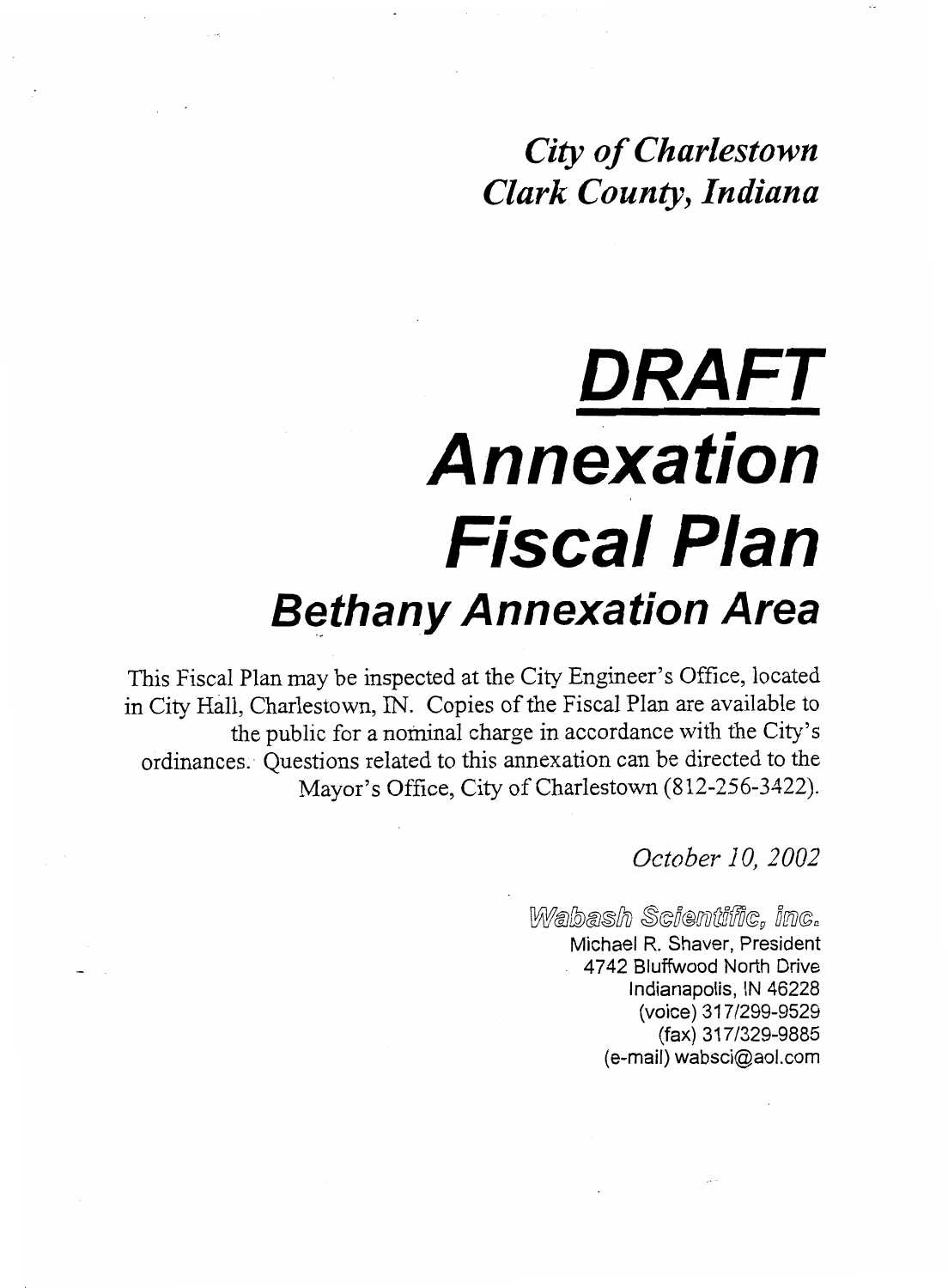*City of Charlestown*
*Clark County, Indiana*

# DRAFT
# Annexation Fiscal Plan
## Bethany Annexation Area

This Fiscal Plan may be inspected at the City Engineer's Office, located in City Hall, Charlestown, IN. Copies of the Fiscal Plan are available to the public for a nominal charge in accordance with the City's ordinances. Questions related to this annexation can be directed to the Mayor's Office, City of Charlestown (812-256-3422).

*October 10, 2002*

Wabash Scientific, Inc.
Michael R. Shaver, President
4742 Bluffwood North Drive
Indianapolis, IN 46228
(voice) 317/299-9529
(fax) 317/329-9885
(e-mail) wabsci@aol.com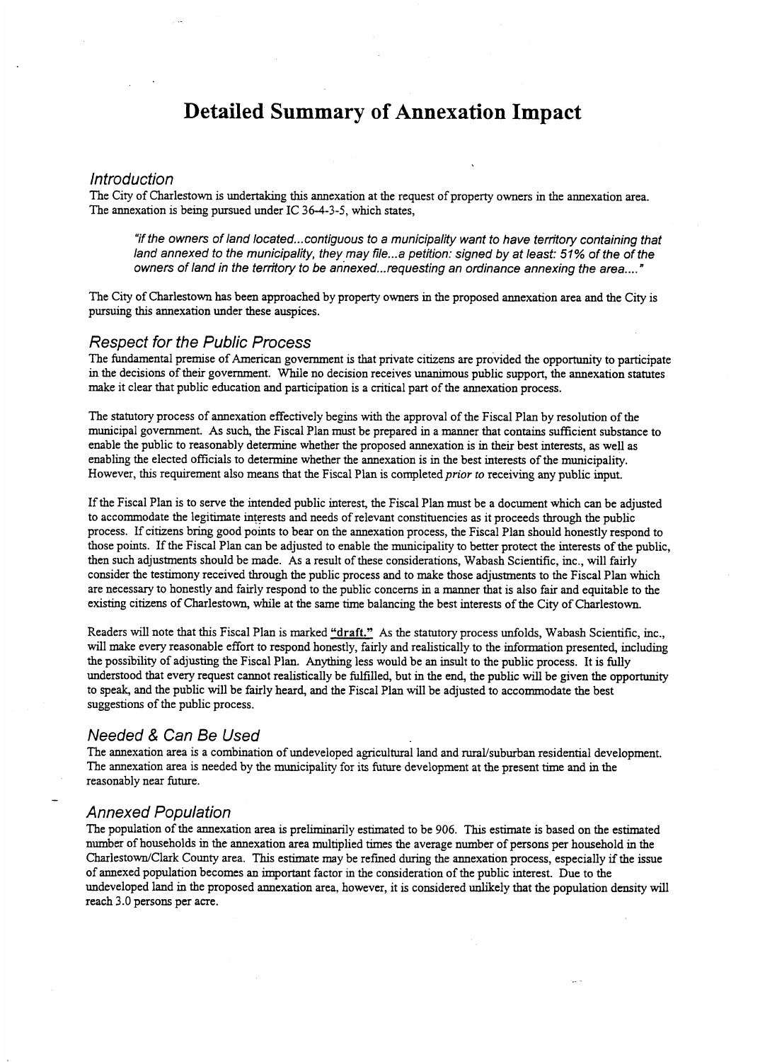# Detailed Summary of Annexation Impact

## *Introduction*

The City of Charlestown is undertaking this annexation at the request of property owners in the annexation area. The annexation is being pursued under IC 36-4-3-5, which states,

> *"if the owners of land located...contiguous to a municipality want to have territory containing that land annexed to the municipality, they may file...a petition: signed by at least: 51% of the of the owners of land in the territory to be annexed...requesting an ordinance annexing the area...."*

The City of Charlestown has been approached by property owners in the proposed annexation area and the City is pursuing this annexation under these auspices.

## *Respect for the Public Process*

The fundamental premise of American government is that private citizens are provided the opportunity to participate in the decisions of their government. While no decision receives unanimous public support, the annexation statutes make it clear that public education and participation is a critical part of the annexation process.

The statutory process of annexation effectively begins with the approval of the Fiscal Plan by resolution of the municipal government. As such, the Fiscal Plan must be prepared in a manner that contains sufficient substance to enable the public to reasonably determine whether the proposed annexation is in their best interests, as well as enabling the elected officials to determine whether the annexation is in the best interests of the municipality. However, this requirement also means that the Fiscal Plan is completed *prior to* receiving any public input.

If the Fiscal Plan is to serve the intended public interest, the Fiscal Plan must be a document which can be adjusted to accommodate the legitimate interests and needs of relevant constituencies as it proceeds through the public process. If citizens bring good points to bear on the annexation process, the Fiscal Plan should honestly respond to those points. If the Fiscal Plan can be adjusted to enable the municipality to better protect the interests of the public, then such adjustments should be made. As a result of these considerations, Wabash Scientific, inc., will fairly consider the testimony received through the public process and to make those adjustments to the Fiscal Plan which are necessary to honestly and fairly respond to the public concerns in a manner that is also fair and equitable to the existing citizens of Charlestown, while at the same time balancing the best interests of the City of Charlestown.

Readers will note that this Fiscal Plan is marked **"draft."** As the statutory process unfolds, Wabash Scientific, inc., will make every reasonable effort to respond honestly, fairly and realistically to the information presented, including the possibility of adjusting the Fiscal Plan. Anything less would be an insult to the public process. It is fully understood that every request cannot realistically be fulfilled, but in the end, the public will be given the opportunity to speak, and the public will be fairly heard, and the Fiscal Plan will be adjusted to accommodate the best suggestions of the public process.

## *Needed & Can Be Used*

The annexation area is a combination of undeveloped agricultural land and rural/suburban residential development. The annexation area is needed by the municipality for its future development at the present time and in the reasonably near future.

## *Annexed Population*

The population of the annexation area is preliminarily estimated to be 906. This estimate is based on the estimated number of households in the annexation area multiplied times the average number of persons per household in the Charlestown/Clark County area. This estimate may be refined during the annexation process, especially if the issue of annexed population becomes an important factor in the consideration of the public interest. Due to the undeveloped land in the proposed annexation area, however, it is considered unlikely that the population density will reach 3.0 persons per acre.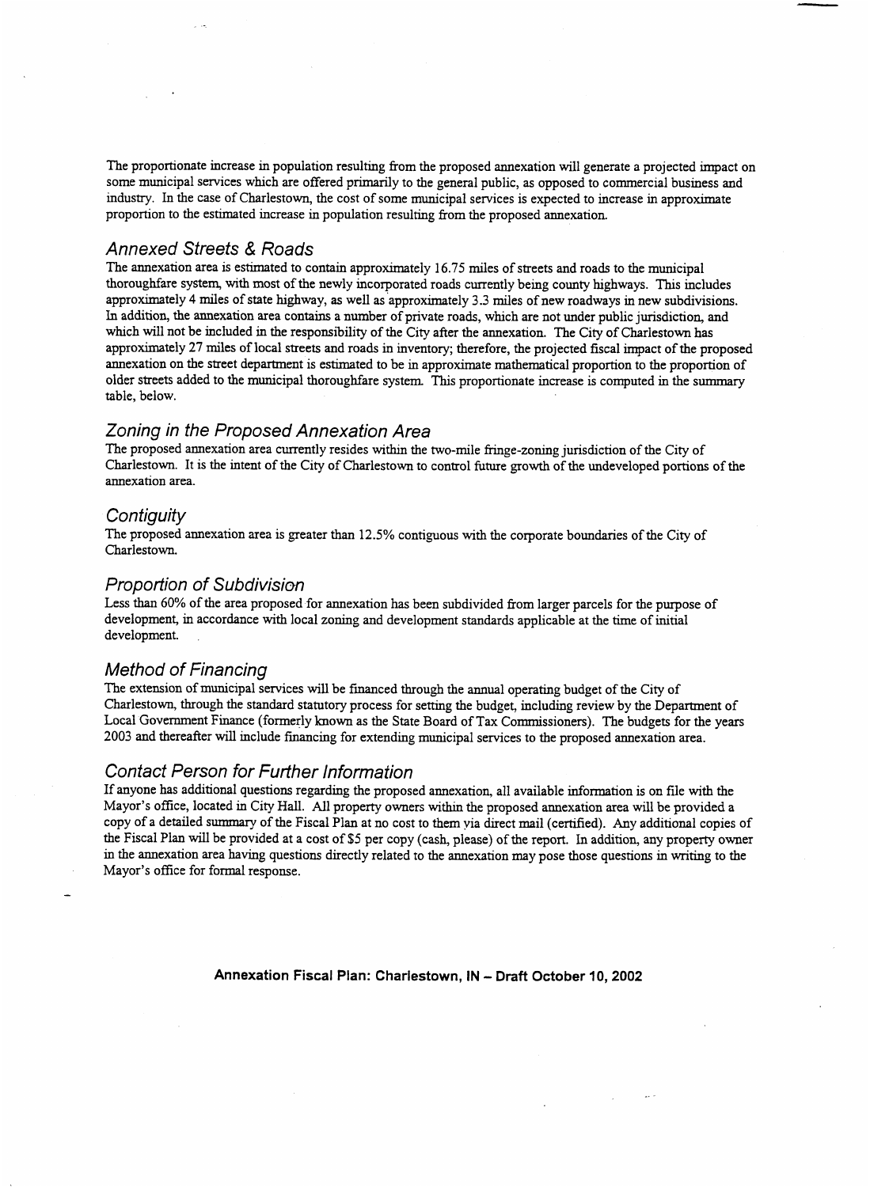The proportionate increase in population resulting from the proposed annexation will generate a projected impact on some municipal services which are offered primarily to the general public, as opposed to commercial business and industry. In the case of Charlestown, the cost of some municipal services is expected to increase in approximate proportion to the estimated increase in population resulting from the proposed annexation.

## *Annexed Streets & Roads*

The annexation area is estimated to contain approximately 16.75 miles of streets and roads to the municipal thoroughfare system, with most of the newly incorporated roads currently being county highways. This includes approximately 4 miles of state highway, as well as approximately 3.3 miles of new roadways in new subdivisions. In addition, the annexation area contains a number of private roads, which are not under public jurisdiction, and which will not be included in the responsibility of the City after the annexation. The City of Charlestown has approximately 27 miles of local streets and roads in inventory; therefore, the projected fiscal impact of the proposed annexation on the street department is estimated to be in approximate mathematical proportion to the proportion of older streets added to the municipal thoroughfare system. This proportionate increase is computed in the summary table, below.

## *Zoning in the Proposed Annexation Area*

The proposed annexation area currently resides within the two-mile fringe-zoning jurisdiction of the City of Charlestown. It is the intent of the City of Charlestown to control future growth of the undeveloped portions of the annexation area.

## *Contiguity*

The proposed annexation area is greater than 12.5% contiguous with the corporate boundaries of the City of Charlestown.

## *Proportion of Subdivision*

Less than 60% of the area proposed for annexation has been subdivided from larger parcels for the purpose of development, in accordance with local zoning and development standards applicable at the time of initial development.

## *Method of Financing*

The extension of municipal services will be financed through the annual operating budget of the City of Charlestown, through the standard statutory process for setting the budget, including review by the Department of Local Government Finance (formerly known as the State Board of Tax Commissioners). The budgets for the years 2003 and thereafter will include financing for extending municipal services to the proposed annexation area.

## *Contact Person for Further Information*

If anyone has additional questions regarding the proposed annexation, all available information is on file with the Mayor's office, located in City Hall. All property owners within the proposed annexation area will be provided a copy of a detailed summary of the Fiscal Plan at no cost to them via direct mail (certified). Any additional copies of the Fiscal Plan will be provided at a cost of $5 per copy (cash, please) of the report. In addition, any property owner in the annexation area having questions directly related to the annexation may pose those questions in writing to the Mayor's office for formal response.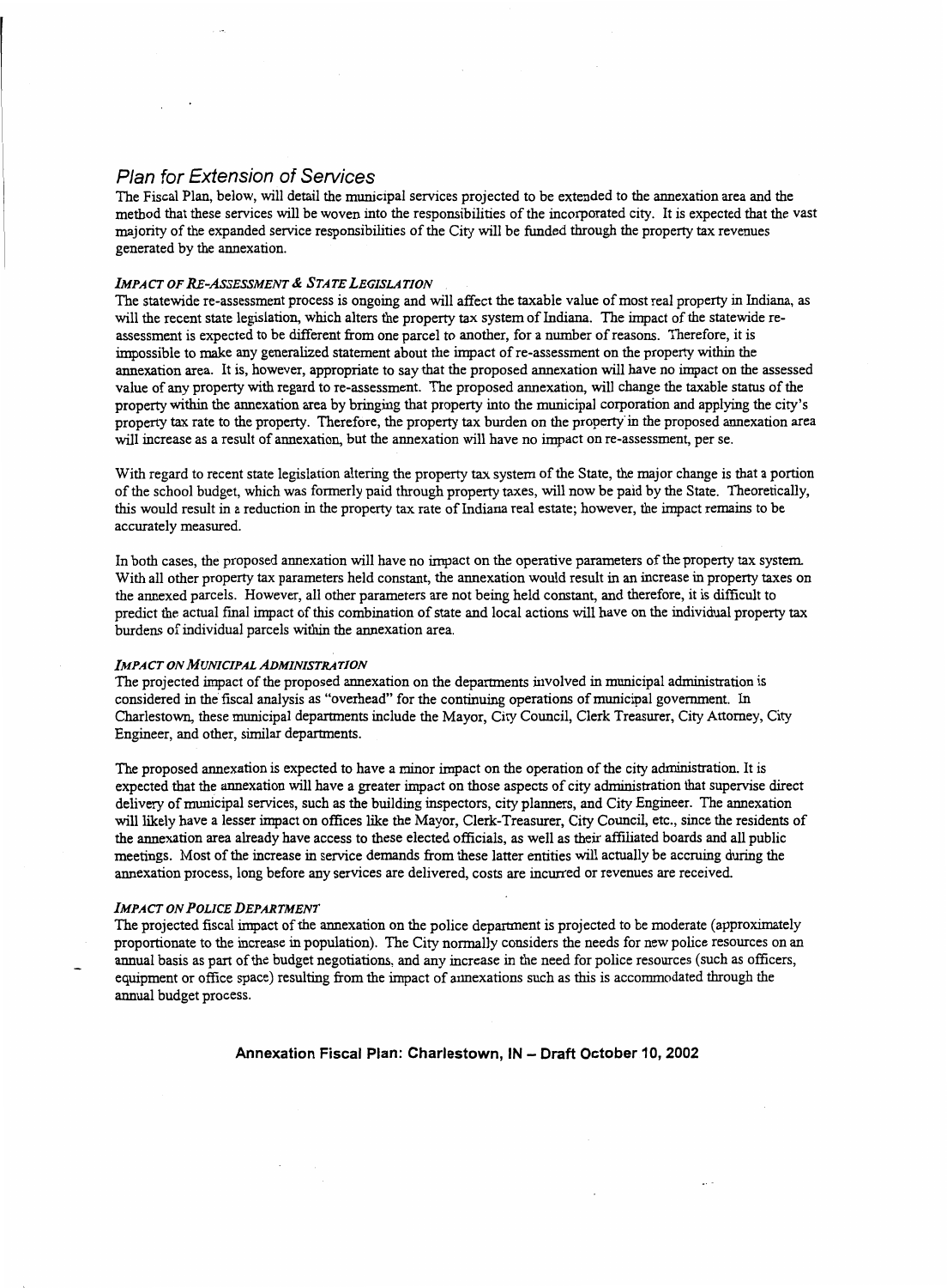## Plan for Extension of Services

The Fiscal Plan, below, will detail the municipal services projected to be extended to the annexation area and the method that these services will be woven into the responsibilities of the incorporated city. It is expected that the vast majority of the expanded service responsibilities of the City will be funded through the property tax revenues generated by the annexation.

### *IMPACT OF RE-ASSESSMENT & STATE LEGISLATION*

The statewide re-assessment process is ongoing and will affect the taxable value of most real property in Indiana, as will the recent state legislation, which alters the property tax system of Indiana. The impact of the statewide re-assessment is expected to be different from one parcel to another, for a number of reasons. Therefore, it is impossible to make any generalized statement about the impact of re-assessment on the property within the annexation area. It is, however, appropriate to say that the proposed annexation will have no impact on the assessed value of any property with regard to re-assessment. The proposed annexation, will change the taxable status of the property within the annexation area by bringing that property into the municipal corporation and applying the city's property tax rate to the property. Therefore, the property tax burden on the property in the proposed annexation area will increase as a result of annexation, but the annexation will have no impact on re-assessment, per se.

With regard to recent state legislation altering the property tax system of the State, the major change is that a portion of the school budget, which was formerly paid through property taxes, will now be paid by the State. Theoretically, this would result in a reduction in the property tax rate of Indiana real estate; however, the impact remains to be accurately measured.

In both cases, the proposed annexation will have no impact on the operative parameters of the property tax system. With all other property tax parameters held constant, the annexation would result in an increase in property taxes on the annexed parcels. However, all other parameters are not being held constant, and therefore, it is difficult to predict the actual final impact of this combination of state and local actions will have on the individual property tax burdens of individual parcels within the annexation area.

### *IMPACT ON MUNICIPAL ADMINISTRATION*

The projected impact of the proposed annexation on the departments involved in municipal administration is considered in the fiscal analysis as "overhead" for the continuing operations of municipal government. In Charlestown, these municipal departments include the Mayor, City Council, Clerk Treasurer, City Attorney, City Engineer, and other, similar departments.

The proposed annexation is expected to have a minor impact on the operation of the city administration. It is expected that the annexation will have a greater impact on those aspects of city administration that supervise direct delivery of municipal services, such as the building inspectors, city planners, and City Engineer. The annexation will likely have a lesser impact on offices like the Mayor, Clerk-Treasurer, City Council, etc., since the residents of the annexation area already have access to these elected officials, as well as their affiliated boards and all public meetings. Most of the increase in service demands from these latter entities will actually be accruing during the annexation process, long before any services are delivered, costs are incurred or revenues are received.

### *IMPACT ON POLICE DEPARTMENT*

The projected fiscal impact of the annexation on the police department is projected to be moderate (approximately proportionate to the increase in population). The City normally considers the needs for new police resources on an annual basis as part of the budget negotiations, and any increase in the need for police resources (such as officers, equipment or office space) resulting from the impact of annexations such as this is accommodated through the annual budget process.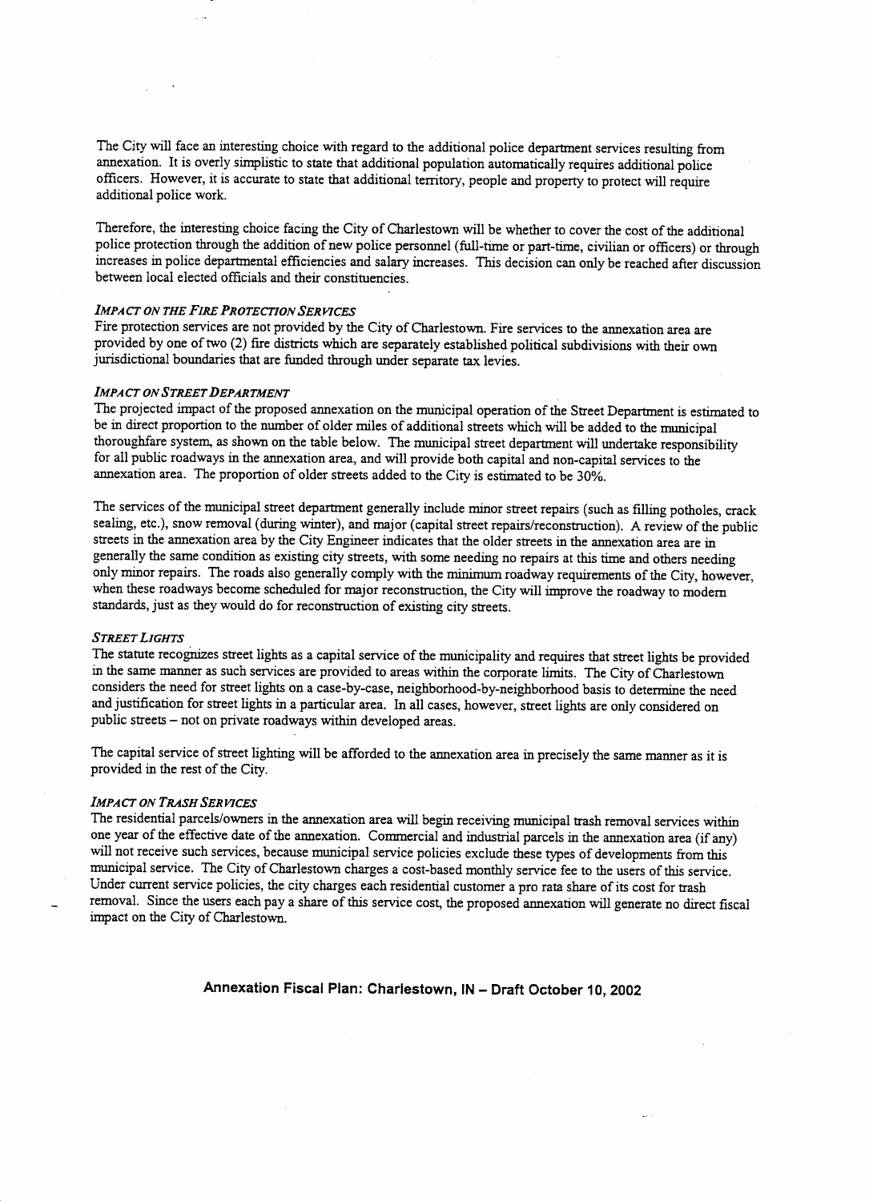The City will face an interesting choice with regard to the additional police department services resulting from annexation. It is overly simplistic to state that additional population automatically requires additional police officers. However, it is accurate to state that additional territory, people and property to protect will require additional police work.

Therefore, the interesting choice facing the City of Charlestown will be whether to cover the cost of the additional police protection through the addition of new police personnel (full-time or part-time, civilian or officers) or through increases in police departmental efficiencies and salary increases. This decision can only be reached after discussion between local elected officials and their constituencies.

### *IMPACT ON THE FIRE PROTECTION SERVICES*

Fire protection services are not provided by the City of Charlestown. Fire services to the annexation area are provided by one of two (2) fire districts which are separately established political subdivisions with their own jurisdictional boundaries that are funded through under separate tax levies.

### *IMPACT ON STREET DEPARTMENT*

The projected impact of the proposed annexation on the municipal operation of the Street Department is estimated to be in direct proportion to the number of older miles of additional streets which will be added to the municipal thoroughfare system, as shown on the table below. The municipal street department will undertake responsibility for all public roadways in the annexation area, and will provide both capital and non-capital services to the annexation area. The proportion of older streets added to the City is estimated to be 30%.

The services of the municipal street department generally include minor street repairs (such as filling potholes, crack sealing, etc.), snow removal (during winter), and major (capital street repairs/reconstruction). A review of the public streets in the annexation area by the City Engineer indicates that the older streets in the annexation area are in generally the same condition as existing city streets, with some needing no repairs at this time and others needing only minor repairs. The roads also generally comply with the minimum roadway requirements of the City, however, when these roadways become scheduled for major reconstruction, the City will improve the roadway to modern standards, just as they would do for reconstruction of existing city streets.

### *STREET LIGHTS*

The statute recognizes street lights as a capital service of the municipality and requires that street lights be provided in the same manner as such services are provided to areas within the corporate limits. The City of Charlestown considers the need for street lights on a case-by-case, neighborhood-by-neighborhood basis to determine the need and justification for street lights in a particular area. In all cases, however, street lights are only considered on public streets – not on private roadways within developed areas.

The capital service of street lighting will be afforded to the annexation area in precisely the same manner as it is provided in the rest of the City.

### *IMPACT ON TRASH SERVICES*

The residential parcels/owners in the annexation area will begin receiving municipal trash removal services within one year of the effective date of the annexation. Commercial and industrial parcels in the annexation area (if any) will not receive such services, because municipal service policies exclude these types of developments from this municipal service. The City of Charlestown charges a cost-based monthly service fee to the users of this service. Under current service policies, the city charges each residential customer a pro rata share of its cost for trash removal. Since the users each pay a share of this service cost, the proposed annexation will generate no direct fiscal impact on the City of Charlestown.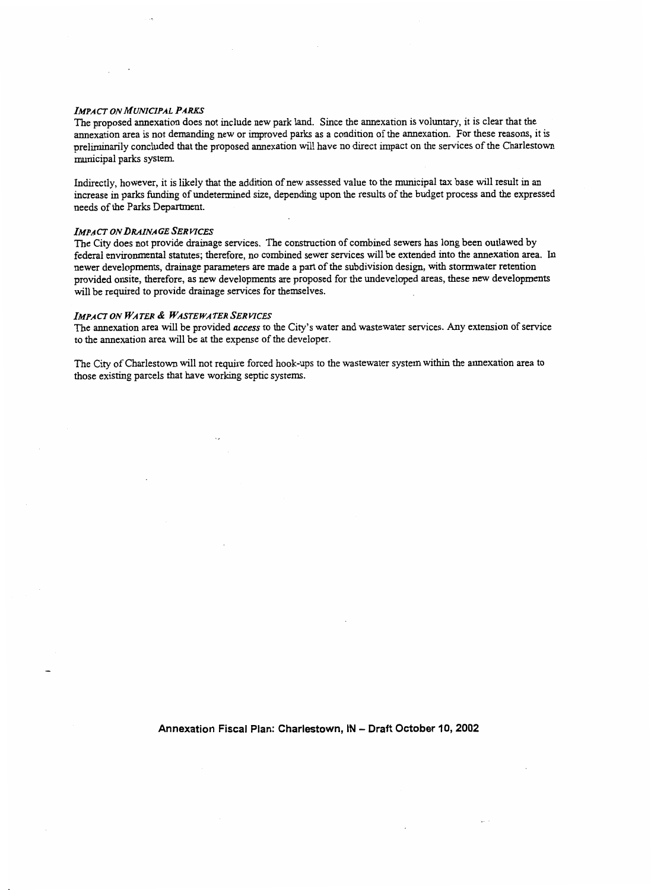### *Impact on Municipal Parks*

The proposed annexation does not include new park land. Since the annexation is voluntary, it is clear that the annexation area is not demanding new or improved parks as a condition of the annexation. For these reasons, it is preliminarily concluded that the proposed annexation will have no direct impact on the services of the Charlestown municipal parks system.

Indirectly, however, it is likely that the addition of new assessed value to the municipal tax base will result in an increase in parks funding of undetermined size, depending upon the results of the budget process and the expressed needs of the Parks Department.

### *Impact on Drainage Services*

The City does not provide drainage services. The construction of combined sewers has long been outlawed by federal environmental statutes; therefore, no combined sewer services will be extended into the annexation area. In newer developments, drainage parameters are made a part of the subdivision design, with stormwater retention provided onsite, therefore, as new developments are proposed for the undeveloped areas, these new developments will be required to provide drainage services for themselves.

### *Impact on Water & Wastewater Services*

The annexation area will be provided ***access*** to the City's water and wastewater services. Any extension of service to the annexation area will be at the expense of the developer.

The City of Charlestown will not require forced hook-ups to the wastewater system within the annexation area to those existing parcels that have working septic systems.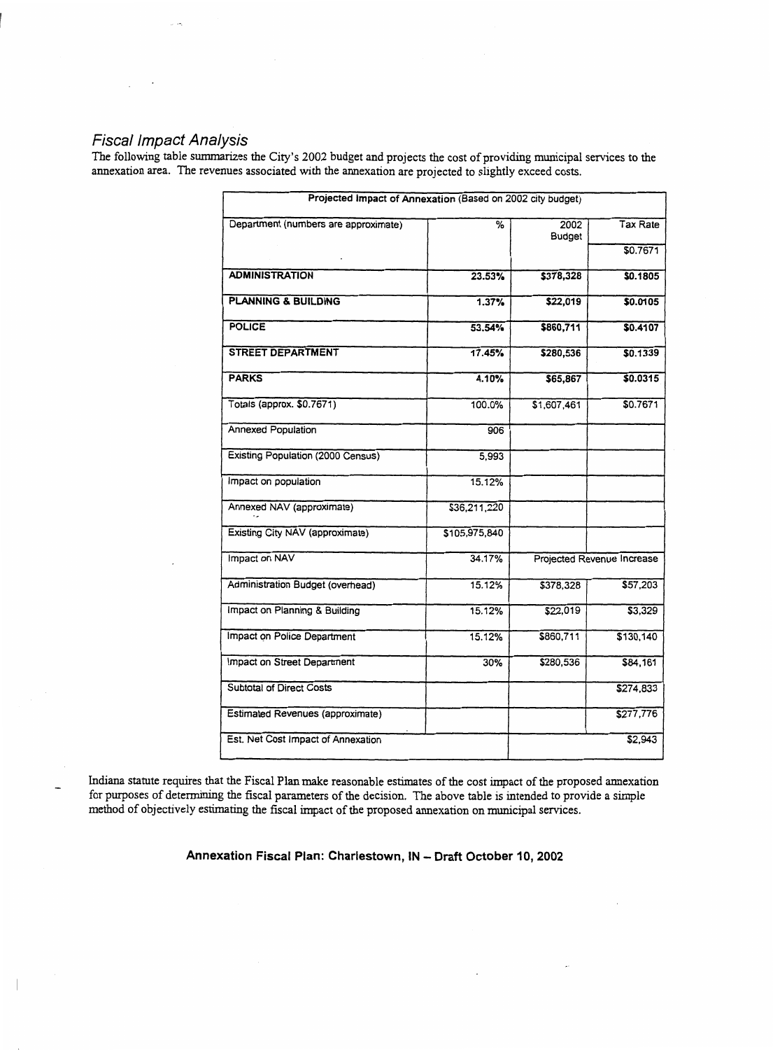## *Fiscal Impact Analysis*

The following table summarizes the City's 2002 budget and projects the cost of providing municipal services to the annexation area. The revenues associated with the annexation are projected to slightly exceed costs.

| Projected Impact of Annexation (Based on 2002 city budget) | | | |
|---|---|---|---|
| Department (numbers are approximate) | % | 2002 Budget | Tax Rate |
| | | | $0.7671 |
| **ADMINISTRATION** | **23.53%** | **$378,328** | **$0.1805** |
| **PLANNING & BUILDING** | **1.37%** | **$22,019** | **$0.0105** |
| **POLICE** | **53.54%** | **$860,711** | **$0.4107** |
| **STREET DEPARTMENT** | **17.45%** | **$280,536** | **$0.1339** |
| **PARKS** | **4.10%** | **$65,867** | **$0.0315** |
| Totals (approx. $0.7671) | 100.0% | $1,607,461 | $0.7671 |
| Annexed Population | 906 | | |
| Existing Population (2000 Census) | 5,993 | | |
| Impact on population | 15.12% | | |
| Annexed NAV (approximate) | $36,211,220 | | |
| Existing City NAV (approximate) | $105,975,840 | | |
| Impact on NAV | 34.17% | Projected Revenue Increase | |
| Administration Budget (overhead) | 15.12% | $378,328 | $57,203 |
| Impact on Planning & Building | 15.12% | $22,019 | $3,329 |
| Impact on Police Department | 15.12% | $860,711 | $130,140 |
| Impact on Street Department | 30% | $280,536 | $84,161 |
| Subtotal of Direct Costs | | | $274,833 |
| Estimated Revenues (approximate) | | | $277,776 |
| Est. Net Cost Impact of Annexation | | | $2,943 |

Indiana statute requires that the Fiscal Plan make reasonable estimates of the cost impact of the proposed annexation for purposes of determining the fiscal parameters of the decision. The above table is intended to provide a simple method of objectively estimating the fiscal impact of the proposed annexation on municipal services.

**Annexation Fiscal Plan: Charlestown, IN – Draft October 10, 2002**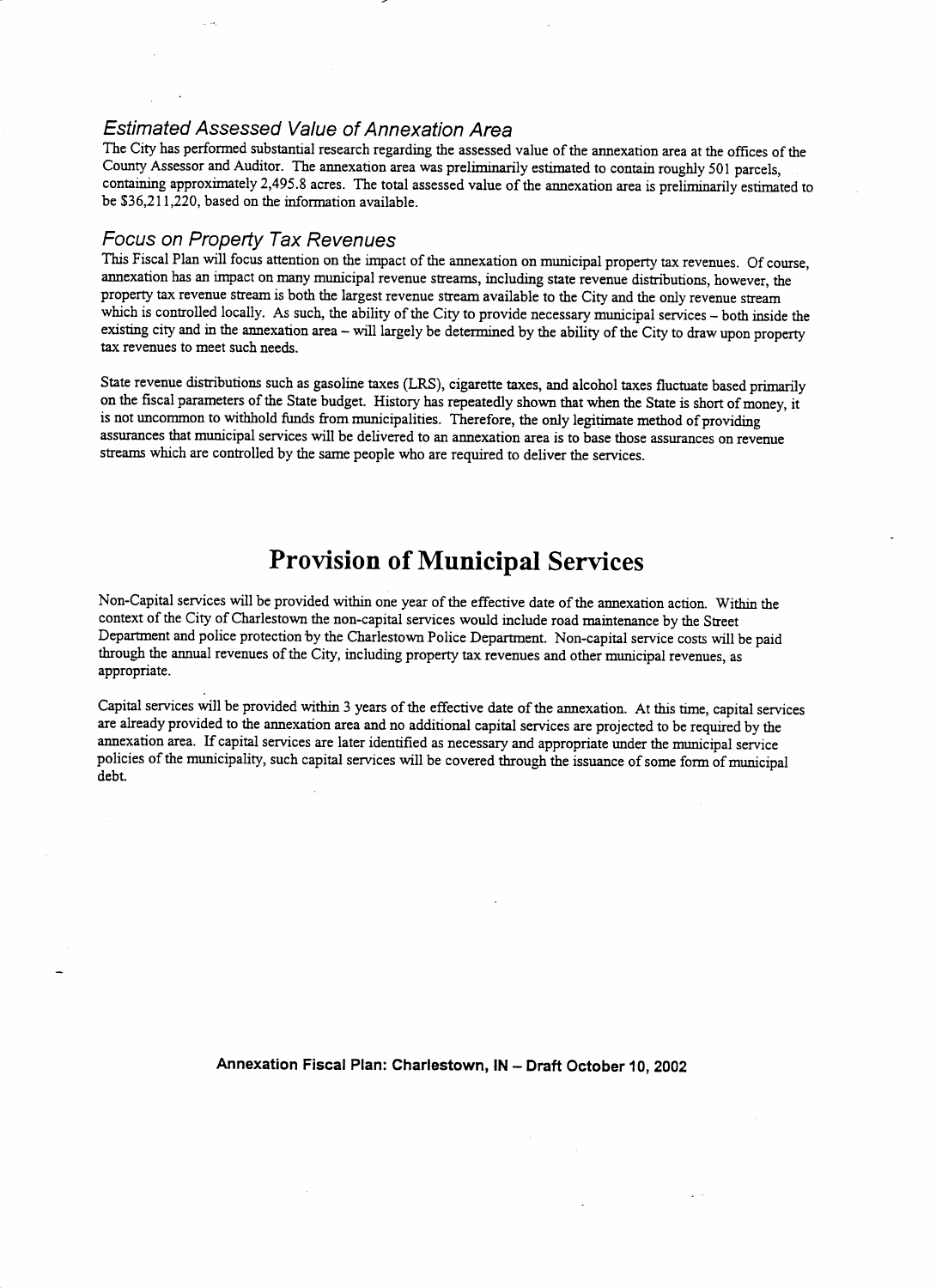### *Estimated Assessed Value of Annexation Area*

The City has performed substantial research regarding the assessed value of the annexation area at the offices of the County Assessor and Auditor. The annexation area was preliminarily estimated to contain roughly 501 parcels, containing approximately 2,495.8 acres. The total assessed value of the annexation area is preliminarily estimated to be $36,211,220, based on the information available.

### *Focus on Property Tax Revenues*

This Fiscal Plan will focus attention on the impact of the annexation on municipal property tax revenues. Of course, annexation has an impact on many municipal revenue streams, including state revenue distributions, however, the property tax revenue stream is both the largest revenue stream available to the City and the only revenue stream which is controlled locally. As such, the ability of the City to provide necessary municipal services – both inside the existing city and in the annexation area – will largely be determined by the ability of the City to draw upon property tax revenues to meet such needs.

State revenue distributions such as gasoline taxes (LRS), cigarette taxes, and alcohol taxes fluctuate based primarily on the fiscal parameters of the State budget. History has repeatedly shown that when the State is short of money, it is not uncommon to withhold funds from municipalities. Therefore, the only legitimate method of providing assurances that municipal services will be delivered to an annexation area is to base those assurances on revenue streams which are controlled by the same people who are required to deliver the services.

# Provision of Municipal Services

Non-Capital services will be provided within one year of the effective date of the annexation action. Within the context of the City of Charlestown the non-capital services would include road maintenance by the Street Department and police protection by the Charlestown Police Department. Non-capital service costs will be paid through the annual revenues of the City, including property tax revenues and other municipal revenues, as appropriate.

Capital services will be provided within 3 years of the effective date of the annexation. At this time, capital services are already provided to the annexation area and no additional capital services are projected to be required by the annexation area. If capital services are later identified as necessary and appropriate under the municipal service policies of the municipality, such capital services will be covered through the issuance of some form of municipal debt.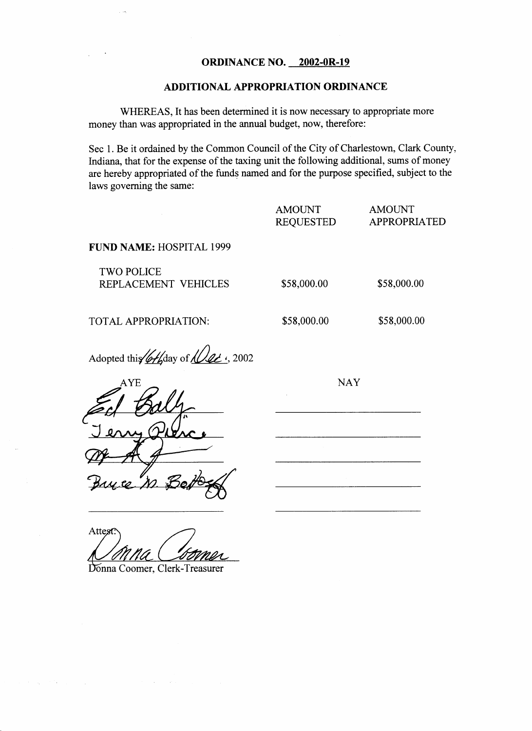# ORDINANCE NO. 2002-0R-19

## ADDITIONAL APPROPRIATION ORDINANCE

WHEREAS, It has been determined it is now necessary to appropriate more money than was appropriated in the annual budget, now, therefore:

Sec 1. Be it ordained by the Common Council of the City of Charlestown, Clark County, Indiana, that for the expense of the taxing unit the following additional, sums of money are hereby appropriated of the funds named and for the purpose specified, subject to the laws governing the same:

| | AMOUNT REQUESTED | AMOUNT APPROPRIATED |
|---|---|---|
| **FUND NAME:** HOSPITAL 1999 | | |
| TWO POLICE REPLACEMENT VEHICLES | $58,000.00 | $58,000.00 |
| TOTAL APPROPRIATION: | $58,000.00 | $58,000.00 |

Adopted this 6th day of Dec., 2002

| AYE | NAY |
|---|---|
| Ed Bally | |
| Jerry Pierce | |
| [signature] | |
| Bruce M. Bethoff | |
| | |

Attest: Donna Coomer

Donna Coomer, Clerk-Treasurer